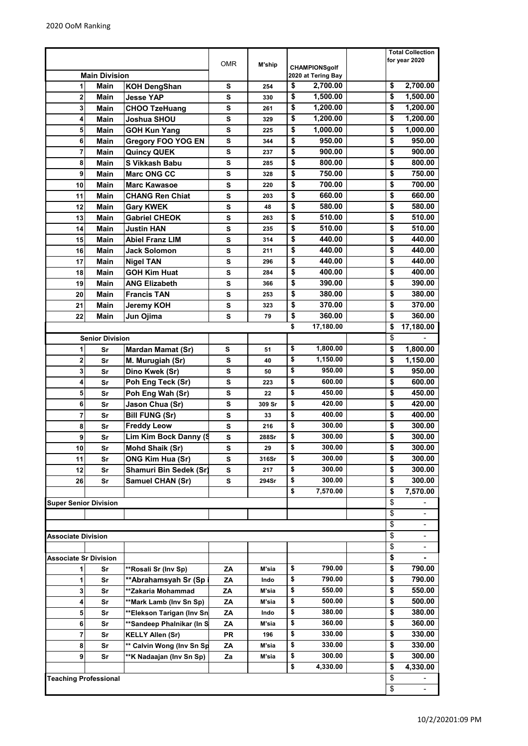2020 OoM Ranking

| | | | OMR | M'ship | CHAMPIONSgolf 2020 at Tering Bay | | Total Collection for year 2020 |
|---|---|---|---|---|---|---|---|
| | **Main Division** | | | | | | |
| 1 | **Main** | **KOH DengShan** | **S** | **254** | **$ 2,700.00** | | **$ 2,700.00** |
| 2 | **Main** | **Jesse YAP** | **S** | **330** | **$ 1,500.00** | | **$ 1,500.00** |
| 3 | **Main** | **CHOO TzeHuang** | **S** | **261** | **$ 1,200.00** | | **$ 1,200.00** |
| 4 | **Main** | **Joshua SHOU** | **S** | **329** | **$ 1,200.00** | | **$ 1,200.00** |
| 5 | **Main** | **GOH Kun Yang** | **S** | **225** | **$ 1,000.00** | | **$ 1,000.00** |
| 6 | **Main** | **Gregory FOO YOG EN** | **S** | **344** | **$ 950.00** | | **$ 950.00** |
| 7 | **Main** | **Quincy QUEK** | **S** | **237** | **$ 900.00** | | **$ 900.00** |
| 8 | **Main** | **S Vikkash Babu** | **S** | **285** | **$ 800.00** | | **$ 800.00** |
| 9 | **Main** | **Marc ONG CC** | **S** | **328** | **$ 750.00** | | **$ 750.00** |
| 10 | **Main** | **Marc Kawasoe** | **S** | **220** | **$ 700.00** | | **$ 700.00** |
| 11 | **Main** | **CHANG Ren Chiat** | **S** | **203** | **$ 660.00** | | **$ 660.00** |
| 12 | **Main** | **Gary KWEK** | **S** | **48** | **$ 580.00** | | **$ 580.00** |
| 13 | **Main** | **Gabriel CHEOK** | **S** | **263** | **$ 510.00** | | **$ 510.00** |
| 14 | **Main** | **Justin HAN** | **S** | **235** | **$ 510.00** | | **$ 510.00** |
| 15 | **Main** | **Abiel Franz LIM** | **S** | **314** | **$ 440.00** | | **$ 440.00** |
| 16 | **Main** | **Jack Solomon** | **S** | **211** | **$ 440.00** | | **$ 440.00** |
| 17 | **Main** | **Nigel TAN** | **S** | **296** | **$ 440.00** | | **$ 440.00** |
| 18 | **Main** | **GOH Kim Huat** | **S** | **284** | **$ 400.00** | | **$ 400.00** |
| 19 | **Main** | **ANG Elizabeth** | **S** | **366** | **$ 390.00** | | **$ 390.00** |
| 20 | **Main** | **Francis TAN** | **S** | **253** | **$ 380.00** | | **$ 380.00** |
| 21 | **Main** | **Jeremy KOH** | **S** | **323** | **$ 370.00** | | **$ 370.00** |
| 22 | **Main** | **Jun Ojima** | **S** | **79** | **$ 360.00** | | **$ 360.00** |
| | | | | | **$ 17,180.00** | | **$ 17,180.00** |
| | **Senior Division** | | | | | | $ - |
| 1 | **Sr** | **Mardan Mamat (Sr)** | **S** | **51** | **$ 1,800.00** | | **$ 1,800.00** |
| 2 | **Sr** | **M. Murugiah (Sr)** | **S** | **40** | **$ 1,150.00** | | **$ 1,150.00** |
| 3 | **Sr** | **Dino Kwek (Sr)** | **S** | **50** | **$ 950.00** | | **$ 950.00** |
| 4 | **Sr** | **Poh Eng Teck (Sr)** | **S** | **223** | **$ 600.00** | | **$ 600.00** |
| 5 | **Sr** | **Poh Eng Wah (Sr)** | **S** | **22** | **$ 450.00** | | **$ 450.00** |
| 6 | **Sr** | **Jason Chua (Sr)** | **S** | **309 Sr** | **$ 420.00** | | **$ 420.00** |
| 7 | **Sr** | **Bill FUNG (Sr)** | **S** | **33** | **$ 400.00** | | **$ 400.00** |
| 8 | **Sr** | **Freddy Leow** | **S** | **216** | **$ 300.00** | | **$ 300.00** |
| 9 | **Sr** | **Lim Kim Bock Danny (S** | **S** | **288Sr** | **$ 300.00** | | **$ 300.00** |
| 10 | **Sr** | **Mohd Shaik (Sr)** | **S** | **29** | **$ 300.00** | | **$ 300.00** |
| 11 | **Sr** | **ONG Kim Hua (Sr)** | **S** | **316Sr** | **$ 300.00** | | **$ 300.00** |
| 12 | **Sr** | **Shamuri Bin Sedek (Sr)** | **S** | **217** | **$ 300.00** | | **$ 300.00** |
| 26 | **Sr** | **Samuel CHAN (Sr)** | **S** | **294Sr** | **$ 300.00** | | **$ 300.00** |
| | | | | | **$ 7,570.00** | | **$ 7,570.00** |
| **Super Senior Division** | | | | | | | $ - |
| | | | | | | | $ - |
| | | | | | | | $ - |
| **Associate Division** | | | | | | | $ - |
| | | | | | | | $ - |
| **Associate Sr Division** | | | | | | | **$ -** |
| 1 | **Sr** | **Rosali Sr (Inv Sp) | **ZA** | **M'sia** | **$ 790.00** | | **$ 790.00** |
| 1 | **Sr** | **Abrahamsyah Sr (Sp i | **ZA** | **Indo** | **$ 790.00** | | **$ 790.00** |
| 3 | **Sr** | **Zakaria Mohammad | **ZA** | **M'sia** | **$ 550.00** | | **$ 550.00** |
| 4 | **Sr** | **Mark Lamb (Inv Sn Sp) | **ZA** | **M'sia** | **$ 500.00** | | **$ 500.00** |
| 5 | **Sr** | **Elekson Tarigan (Inv Sn | **ZA** | **Indo** | **$ 380.00** | | **$ 380.00** |
| 6 | **Sr** | **Sandeep Phalnikar (In S | **ZA** | **M'sia** | **$ 360.00** | | **$ 360.00** |
| 7 | **Sr** | **KELLY Allen (Sr)** | **PR** | **196** | **$ 330.00** | | **$ 330.00** |
| 8 | **Sr** | ** Calvin Wong (Inv Sn Sp | **ZA** | **M'sia** | **$ 330.00** | | **$ 330.00** |
| 9 | **Sr** | **K Nadaajan (Inv Sn Sp) | **Za** | **M'sia** | **$ 300.00** | | **$ 300.00** |
| | | | | | **$ 4,330.00** | | **$ 4,330.00** |
| **Teaching Professional** | | | | | | | $ - |
| | | | | | | | $ - |

10/2/2020 1:09 PM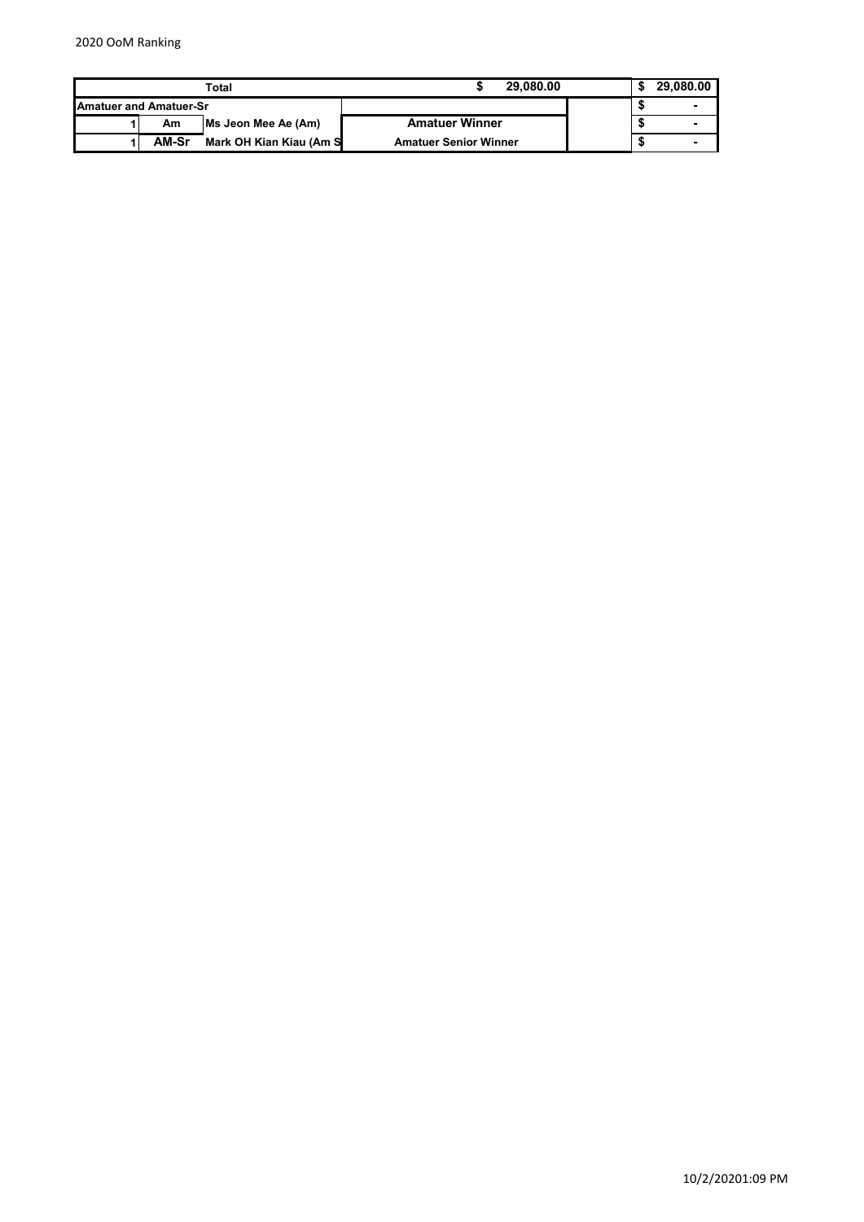| | | | | | |
|---|---|---|---|---|---|
| | | Total | $ 29,080.00 | | $ 29,080.00 |
| Amatuer and Amatuer-Sr | | | | | $ - |
| 1 | Am | Ms Jeon Mee Ae (Am) | Amatuer Winner | | $ - |
| 1 | AM-Sr | Mark OH Kian Kiau (Am S | Amatuer Senior Winner | | $ - |